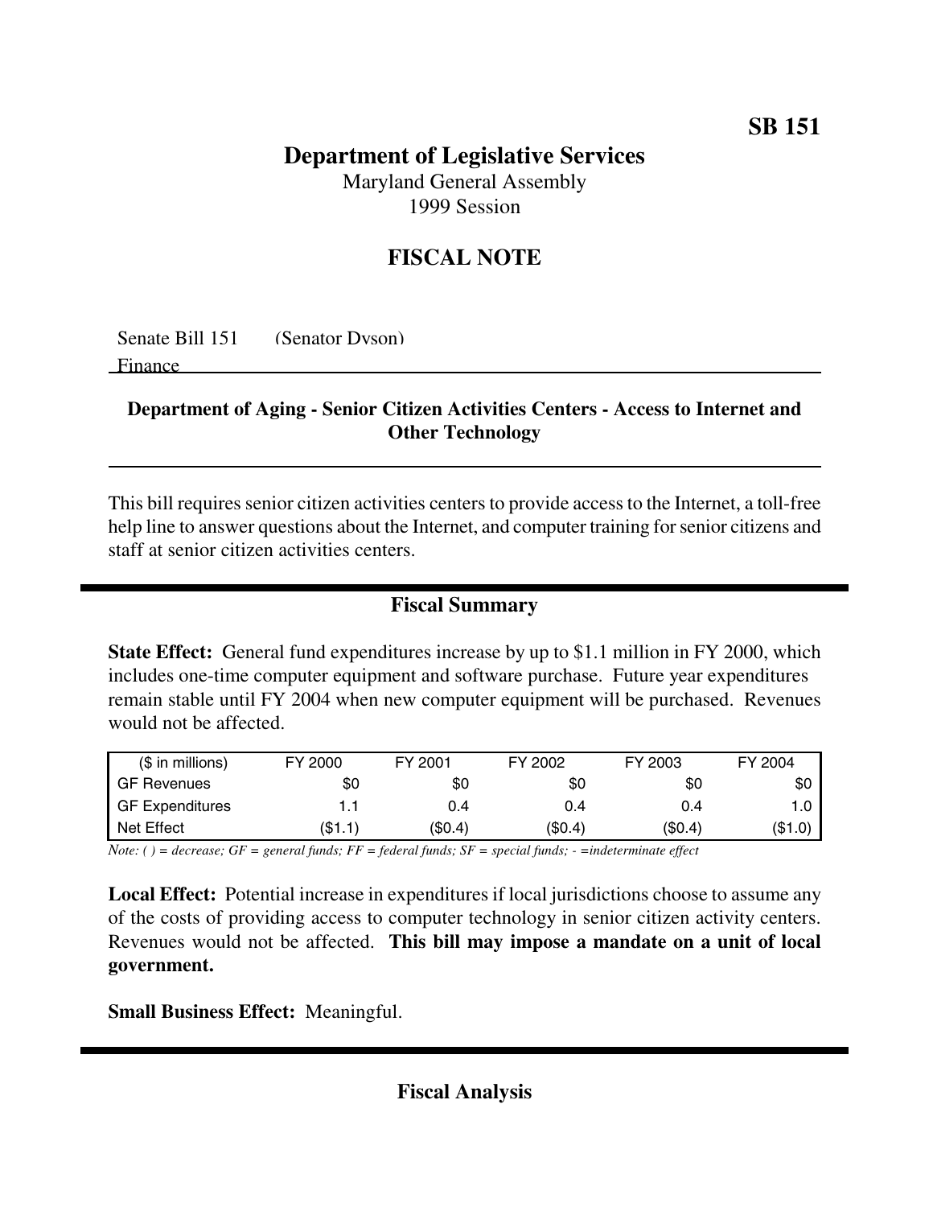SB 151

# Department of Legislative Services

Maryland General Assembly
1999 Session

## FISCAL NOTE

Senate Bill 151 (Senator Dyson)
Finance

**Department of Aging - Senior Citizen Activities Centers - Access to Internet and Other Technology**

This bill requires senior citizen activities centers to provide access to the Internet, a toll-free help line to answer questions about the Internet, and computer training for senior citizens and staff at senior citizen activities centers.

## Fiscal Summary

**State Effect:** General fund expenditures increase by up to $1.1 million in FY 2000, which includes one-time computer equipment and software purchase. Future year expenditures remain stable until FY 2004 when new computer equipment will be purchased. Revenues would not be affected.

| ($ in millions) | FY 2000 | FY 2001 | FY 2002 | FY 2003 | FY 2004 |
|---|---|---|---|---|---|
| GF Revenues | $0 | $0 | $0 | $0 | $0 |
| GF Expenditures | 1.1 | 0.4 | 0.4 | 0.4 | 1.0 |
| Net Effect | ($1.1) | ($0.4) | ($0.4) | ($0.4) | ($1.0) |

*Note: ( ) = decrease; GF = general funds; FF = federal funds; SF = special funds; - =indeterminate effect*

**Local Effect:** Potential increase in expenditures if local jurisdictions choose to assume any of the costs of providing access to computer technology in senior citizen activity centers. Revenues would not be affected. **This bill may impose a mandate on a unit of local government.**

**Small Business Effect:** Meaningful.

## Fiscal Analysis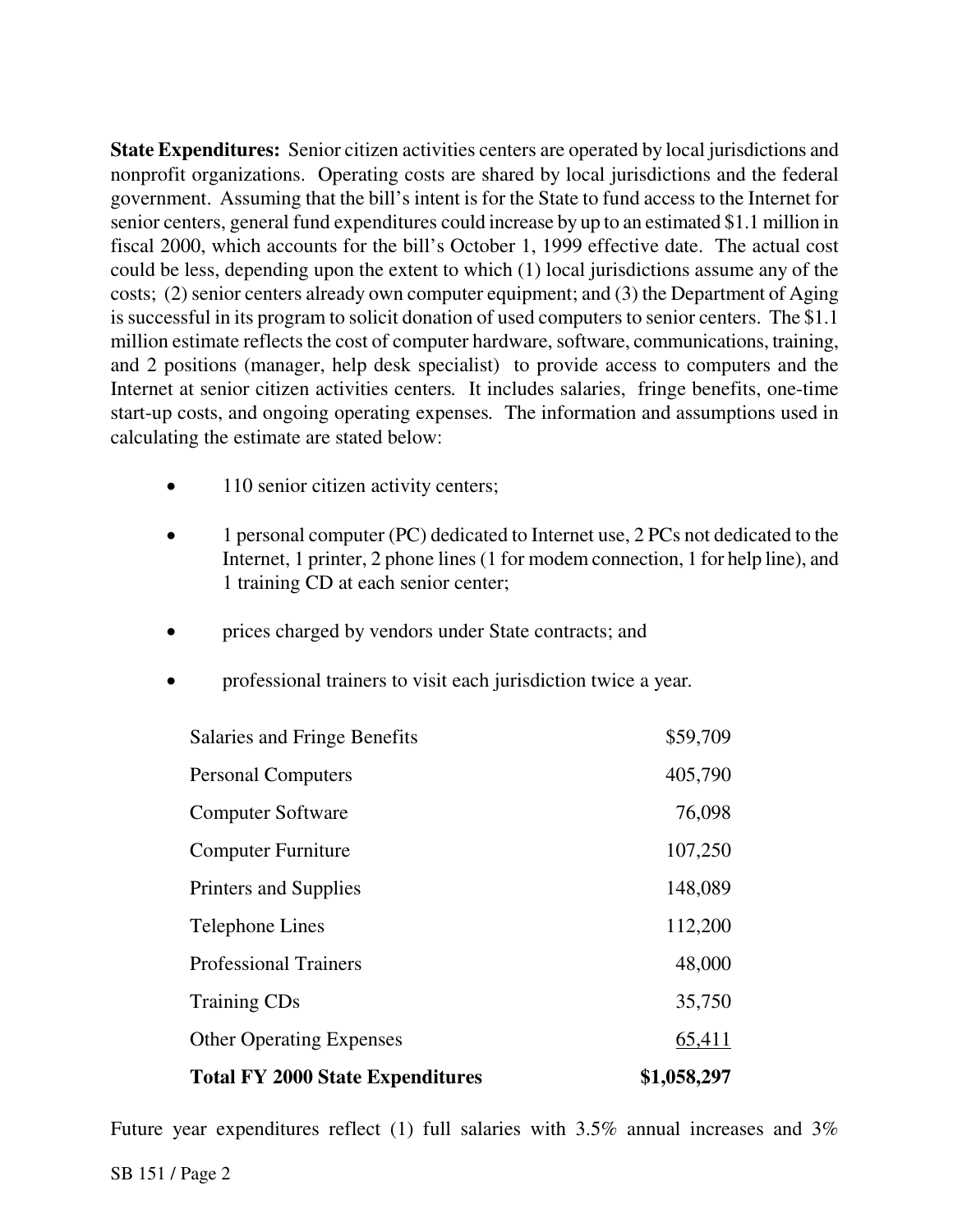**State Expenditures:** Senior citizen activities centers are operated by local jurisdictions and nonprofit organizations. Operating costs are shared by local jurisdictions and the federal government. Assuming that the bill's intent is for the State to fund access to the Internet for senior centers, general fund expenditures could increase by up to an estimated $1.1 million in fiscal 2000, which accounts for the bill's October 1, 1999 effective date. The actual cost could be less, depending upon the extent to which (1) local jurisdictions assume any of the costs; (2) senior centers already own computer equipment; and (3) the Department of Aging is successful in its program to solicit donation of used computers to senior centers. The $1.1 million estimate reflects the cost of computer hardware, software, communications, training, and 2 positions (manager, help desk specialist) to provide access to computers and the Internet at senior citizen activities centers. It includes salaries, fringe benefits, one-time start-up costs, and ongoing operating expenses. The information and assumptions used in calculating the estimate are stated below:

- 110 senior citizen activity centers;
- 1 personal computer (PC) dedicated to Internet use, 2 PCs not dedicated to the Internet, 1 printer, 2 phone lines (1 for modem connection, 1 for help line), and 1 training CD at each senior center;
- prices charged by vendors under State contracts; and
- professional trainers to visit each jurisdiction twice a year.

| | |
|---|---:|
| Salaries and Fringe Benefits | $59,709 |
| Personal Computers | 405,790 |
| Computer Software | 76,098 |
| Computer Furniture | 107,250 |
| Printers and Supplies | 148,089 |
| Telephone Lines | 112,200 |
| Professional Trainers | 48,000 |
| Training CDs | 35,750 |
| Other Operating Expenses | 65,411 |
| **Total FY 2000 State Expenditures** | **$1,058,297** |

Future year expenditures reflect (1) full salaries with 3.5% annual increases and 3%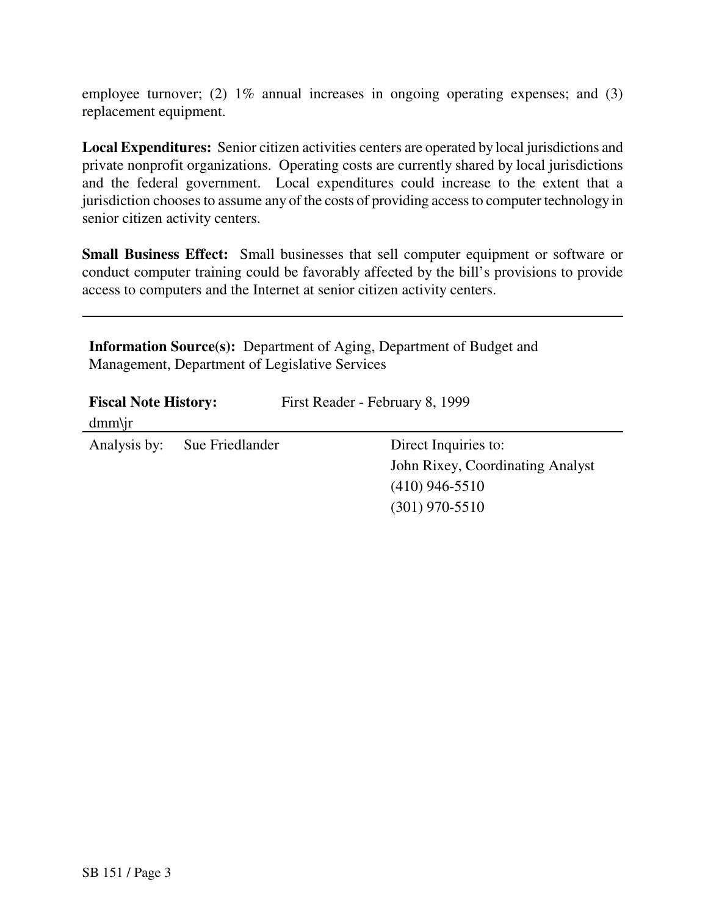employee turnover; (2) 1% annual increases in ongoing operating expenses; and (3) replacement equipment.

**Local Expenditures:** Senior citizen activities centers are operated by local jurisdictions and private nonprofit organizations. Operating costs are currently shared by local jurisdictions and the federal government. Local expenditures could increase to the extent that a jurisdiction chooses to assume any of the costs of providing access to computer technology in senior citizen activity centers.

**Small Business Effect:** Small businesses that sell computer equipment or software or conduct computer training could be favorably affected by the bill's provisions to provide access to computers and the Internet at senior citizen activity centers.

---

**Information Source(s):** Department of Aging, Department of Budget and Management, Department of Legislative Services

**Fiscal Note History:** First Reader - February 8, 1999
dmm\jr

---

Analysis by: Sue Friedlander

Direct Inquiries to:
John Rixey, Coordinating Analyst
(410) 946-5510
(301) 970-5510